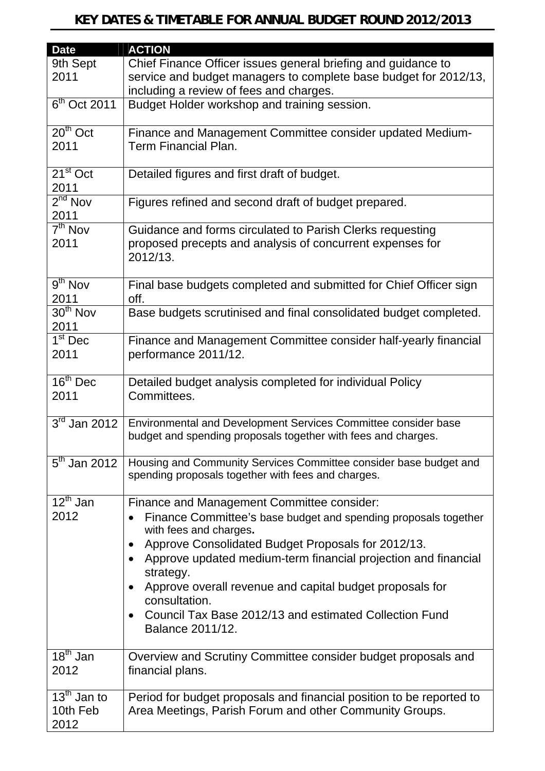# KEY DATES & TIMETABLE FOR ANNUAL BUDGET ROUND 2012/2013

| Date | ACTION |
|---|---|
| 9th Sept 2011 | Chief Finance Officer issues general briefing and guidance to service and budget managers to complete base budget for 2012/13, including a review of fees and charges. |
| 6th Oct 2011 | Budget Holder workshop and training session. |
| 20th Oct 2011 | Finance and Management Committee consider updated Medium-Term Financial Plan. |
| 21st Oct 2011 | Detailed figures and first draft of budget. |
| 2nd Nov 2011 | Figures refined and second draft of budget prepared. |
| 7th Nov 2011 | Guidance and forms circulated to Parish Clerks requesting proposed precepts and analysis of concurrent expenses for 2012/13. |
| 9th Nov 2011 | Final base budgets completed and submitted for Chief Officer sign off. |
| 30th Nov 2011 | Base budgets scrutinised and final consolidated budget completed. |
| 1st Dec 2011 | Finance and Management Committee consider half-yearly financial performance 2011/12. |
| 16th Dec 2011 | Detailed budget analysis completed for individual Policy Committees. |
| 3rd Jan 2012 | Environmental and Development Services Committee consider base budget and spending proposals together with fees and charges. |
| 5th Jan 2012 | Housing and Community Services Committee consider base budget and spending proposals together with fees and charges. |
| 12th Jan 2012 | Finance and Management Committee consider:<br>• Finance Committee's base budget and spending proposals together with fees and charges.<br>• Approve Consolidated Budget Proposals for 2012/13.<br>• Approve updated medium-term financial projection and financial strategy.<br>• Approve overall revenue and capital budget proposals for consultation.<br>• Council Tax Base 2012/13 and estimated Collection Fund Balance 2011/12. |
| 18th Jan 2012 | Overview and Scrutiny Committee consider budget proposals and financial plans. |
| 13th Jan to 10th Feb 2012 | Period for budget proposals and financial position to be reported to Area Meetings, Parish Forum and other Community Groups. |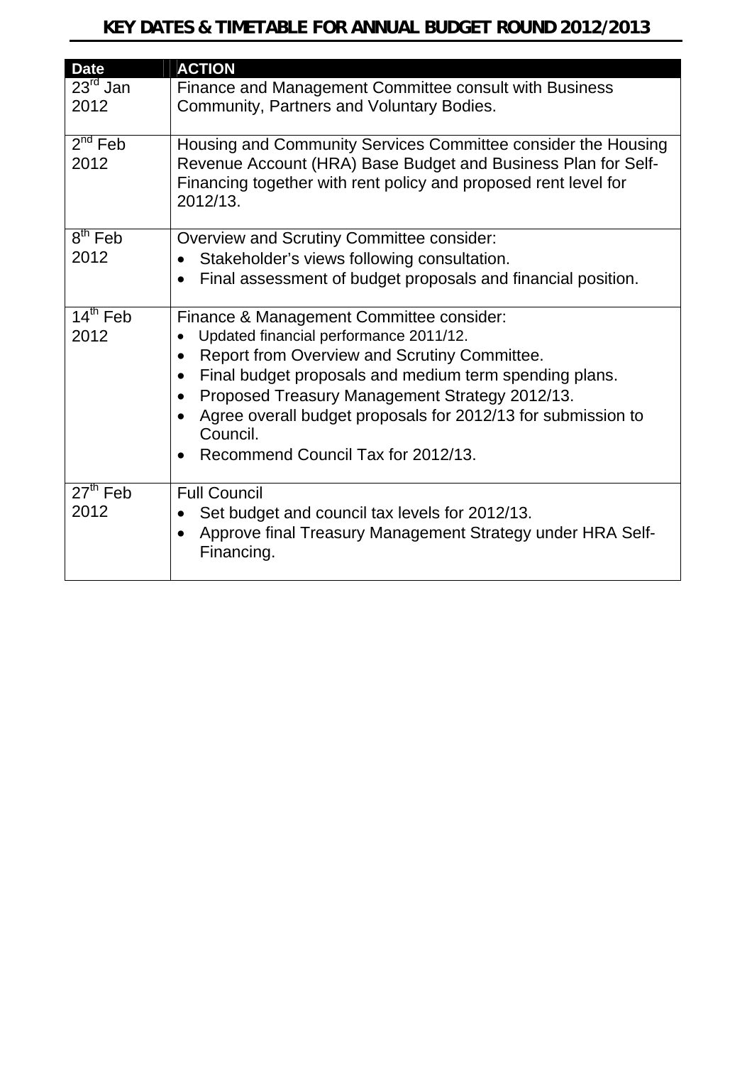# KEY DATES & TIMETABLE FOR ANNUAL BUDGET ROUND 2012/2013

| Date | ACTION |
|---|---|
| 23rd Jan 2012 | Finance and Management Committee consult with Business Community, Partners and Voluntary Bodies. |
| 2nd Feb 2012 | Housing and Community Services Committee consider the Housing Revenue Account (HRA) Base Budget and Business Plan for Self-Financing together with rent policy and proposed rent level for 2012/13. |
| 8th Feb 2012 | Overview and Scrutiny Committee consider:<br>• Stakeholder's views following consultation.<br>• Final assessment of budget proposals and financial position. |
| 14th Feb 2012 | Finance & Management Committee consider:<br>• Updated financial performance 2011/12.<br>• Report from Overview and Scrutiny Committee.<br>• Final budget proposals and medium term spending plans.<br>• Proposed Treasury Management Strategy 2012/13.<br>• Agree overall budget proposals for 2012/13 for submission to Council.<br>• Recommend Council Tax for 2012/13. |
| 27th Feb 2012 | Full Council<br>• Set budget and council tax levels for 2012/13.<br>• Approve final Treasury Management Strategy under HRA Self-Financing. |